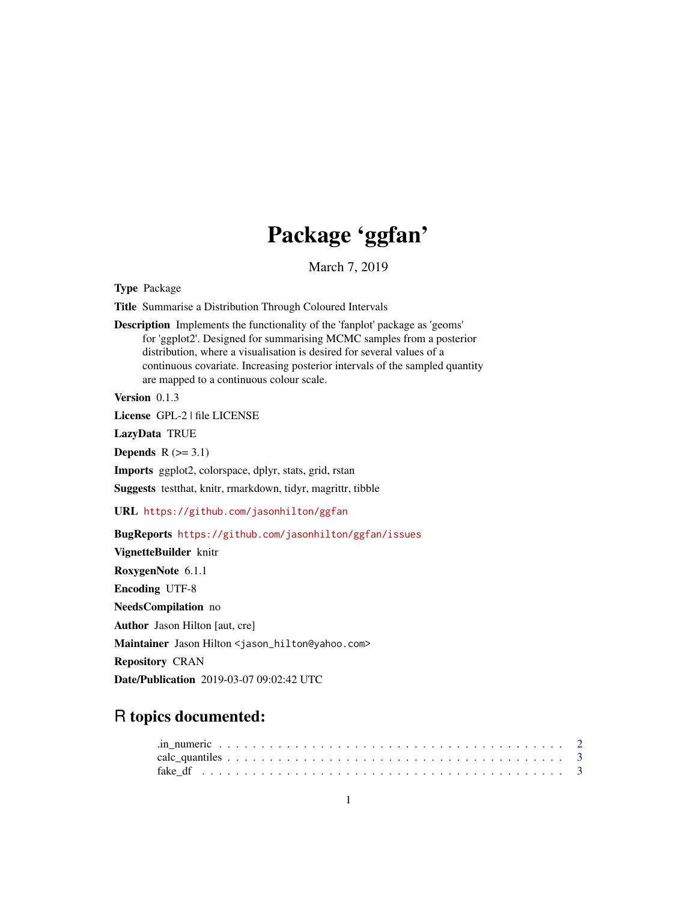# Package ‘ggfan’

March 7, 2019

**Type** Package

**Title** Summarise a Distribution Through Coloured Intervals

**Description** Implements the functionality of the 'fanplot' package as 'geoms' for 'ggplot2'. Designed for summarising MCMC samples from a posterior distribution, where a visualisation is desired for several values of a continuous covariate. Increasing posterior intervals of the sampled quantity are mapped to a continuous colour scale.

**Version** 0.1.3

**License** GPL-2 | file LICENSE

**LazyData** TRUE

**Depends** R (>= 3.1)

**Imports** ggplot2, colorspace, dplyr, stats, grid, rstan

**Suggests** testthat, knitr, rmarkdown, tidyr, magrittr, tibble

**URL** https://github.com/jasonhilton/ggfan

**BugReports** https://github.com/jasonhilton/ggfan/issues

**VignetteBuilder** knitr

**RoxygenNote** 6.1.1

**Encoding** UTF-8

**NeedsCompilation** no

**Author** Jason Hilton [aut, cre]

**Maintainer** Jason Hilton <jason_hilton@yahoo.com>

**Repository** CRAN

**Date/Publication** 2019-03-07 09:02:42 UTC

## R topics documented:

.in_numeric . . . . . . . . . . . . . . . . . . . . . . . . . . . . . . . . . . . . . . . . . 2
calc_quantiles . . . . . . . . . . . . . . . . . . . . . . . . . . . . . . . . . . . . . . . 3
fake_df . . . . . . . . . . . . . . . . . . . . . . . . . . . . . . . . . . . . . . . . . . 3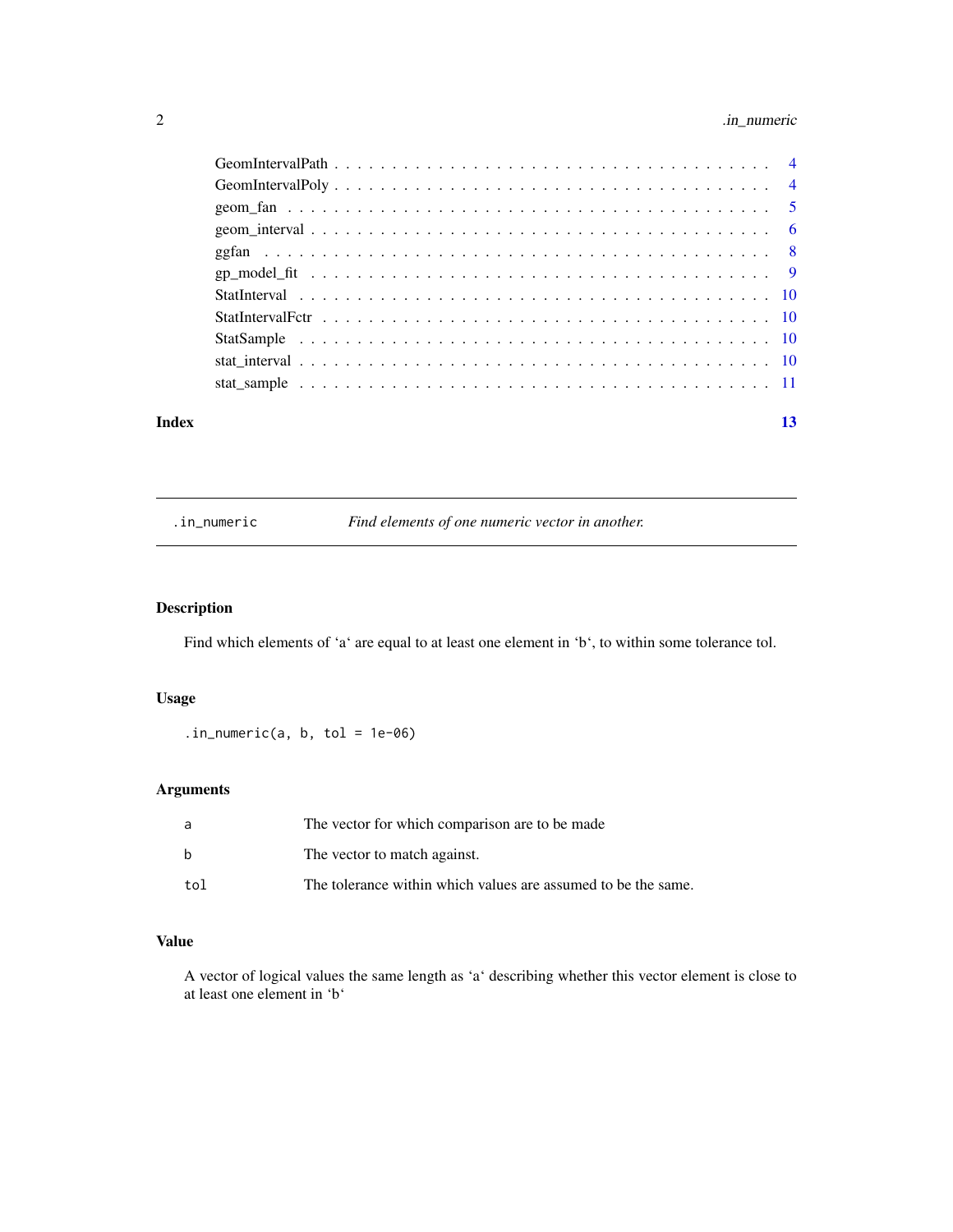GeomIntervalPath . . . . . . . . . . . . . . . . . . . . . . . . . . . . . . . . . . . 4
GeomIntervalPoly . . . . . . . . . . . . . . . . . . . . . . . . . . . . . . . . . . . 4
geom_fan . . . . . . . . . . . . . . . . . . . . . . . . . . . . . . . . . . . . . . . 5
geom_interval . . . . . . . . . . . . . . . . . . . . . . . . . . . . . . . . . . . . 6
ggfan . . . . . . . . . . . . . . . . . . . . . . . . . . . . . . . . . . . . . . . . 8
gp_model_fit . . . . . . . . . . . . . . . . . . . . . . . . . . . . . . . . . . . . 9
StatInterval . . . . . . . . . . . . . . . . . . . . . . . . . . . . . . . . . . . . 10
StatIntervalFctr . . . . . . . . . . . . . . . . . . . . . . . . . . . . . . . . . . 10
StatSample . . . . . . . . . . . . . . . . . . . . . . . . . . . . . . . . . . . . . 10
stat_interval . . . . . . . . . . . . . . . . . . . . . . . . . . . . . . . . . . . . 10
stat_sample . . . . . . . . . . . . . . . . . . . . . . . . . . . . . . . . . . . . . 11

**Index** **13**

---

`.in_numeric` *Find elements of one numeric vector in another.*

---

## Description

Find which elements of 'a' are equal to at least one element in 'b', to within some tolerance tol.

## Usage

```
.in_numeric(a, b, tol = 1e-06)
```

## Arguments

| | |
|---|---|
| a | The vector for which comparison are to be made |
| b | The vector to match against. |
| tol | The tolerance within which values are assumed to be the same. |

## Value

A vector of logical values the same length as 'a' describing whether this vector element is close to at least one element in 'b'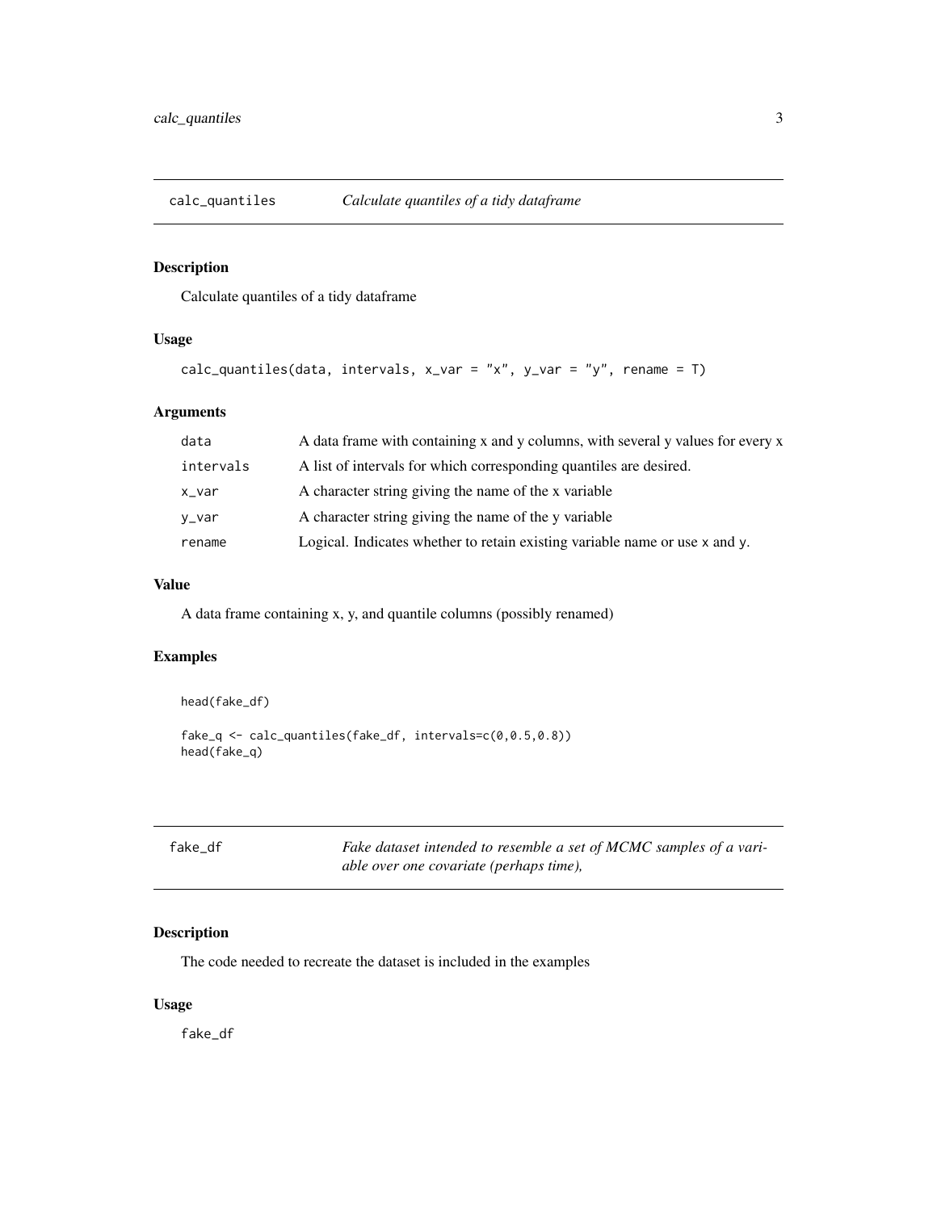## calc_quantiles *Calculate quantiles of a tidy dataframe*

### Description

Calculate quantiles of a tidy dataframe

### Usage

```
calc_quantiles(data, intervals, x_var = "x", y_var = "y", rename = T)
```

### Arguments

| | |
|---|---|
| `data` | A data frame with containing x and y columns, with several y values for every x |
| `intervals` | A list of intervals for which corresponding quantiles are desired. |
| `x_var` | A character string giving the name of the x variable |
| `y_var` | A character string giving the name of the y variable |
| `rename` | Logical. Indicates whether to retain existing variable name or use `x` and `y`. |

### Value

A data frame containing x, y, and quantile columns (possibly renamed)

### Examples

```
head(fake_df)

fake_q <- calc_quantiles(fake_df, intervals=c(0,0.5,0.8))
head(fake_q)
```

## fake_df *Fake dataset intended to resemble a set of MCMC samples of a variable over one covariate (perhaps time),*

### Description

The code needed to recreate the dataset is included in the examples

### Usage

```
fake_df
```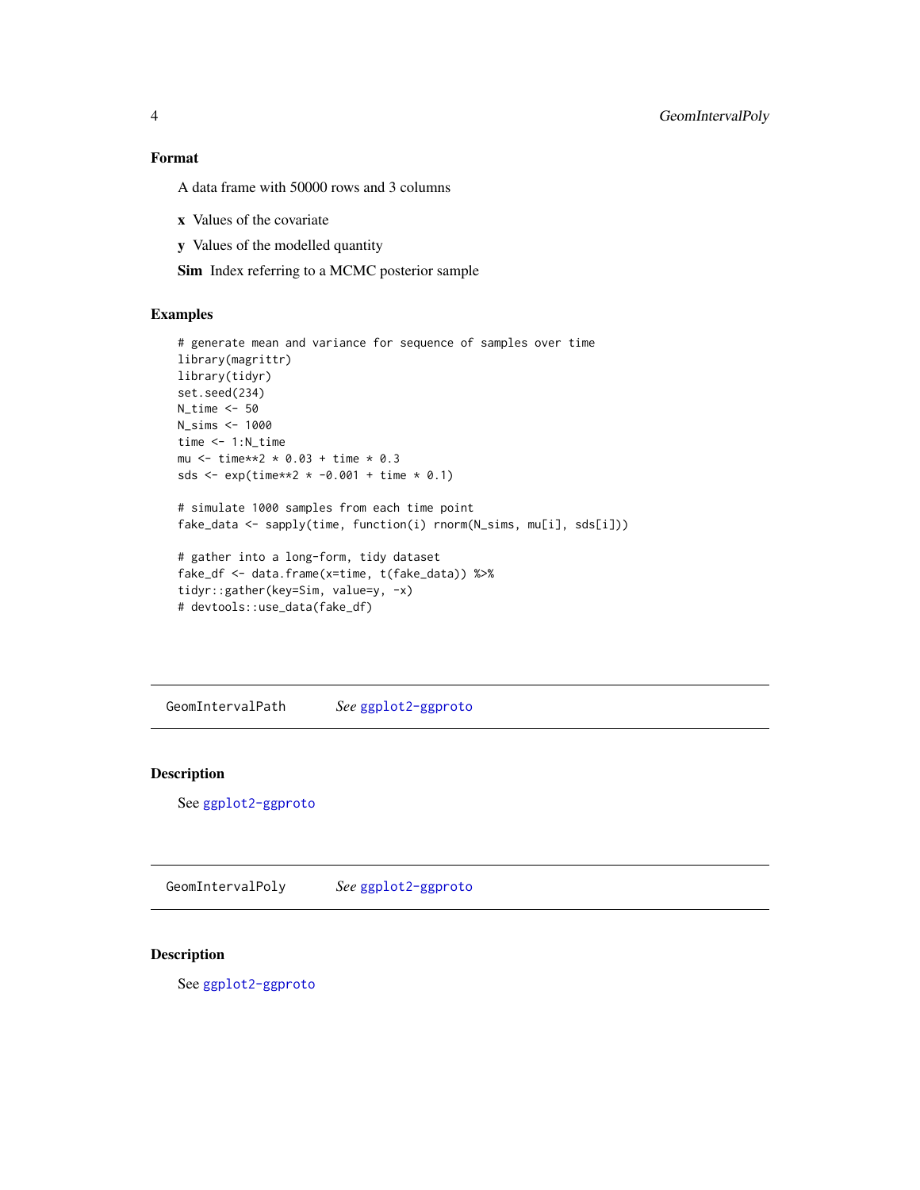### Format

A data frame with 50000 rows and 3 columns

**x** Values of the covariate

**y** Values of the modelled quantity

**Sim** Index referring to a MCMC posterior sample

### Examples

```
# generate mean and variance for sequence of samples over time
library(magrittr)
library(tidyr)
set.seed(234)
N_time <- 50
N_sims <- 1000
time <- 1:N_time
mu <- time**2 * 0.03 + time * 0.3
sds <- exp(time**2 * -0.001 + time * 0.1)

# simulate 1000 samples from each time point
fake_data <- sapply(time, function(i) rnorm(N_sims, mu[i], sds[i]))

# gather into a long-form, tidy dataset
fake_df <- data.frame(x=time, t(fake_data)) %>%
tidyr::gather(key=Sim, value=y, -x)
# devtools::use_data(fake_df)
```

---

## GeomIntervalPath    *See* ggplot2-ggproto

---

### Description

See ggplot2-ggproto

---

## GeomIntervalPoly    *See* ggplot2-ggproto

---

### Description

See ggplot2-ggproto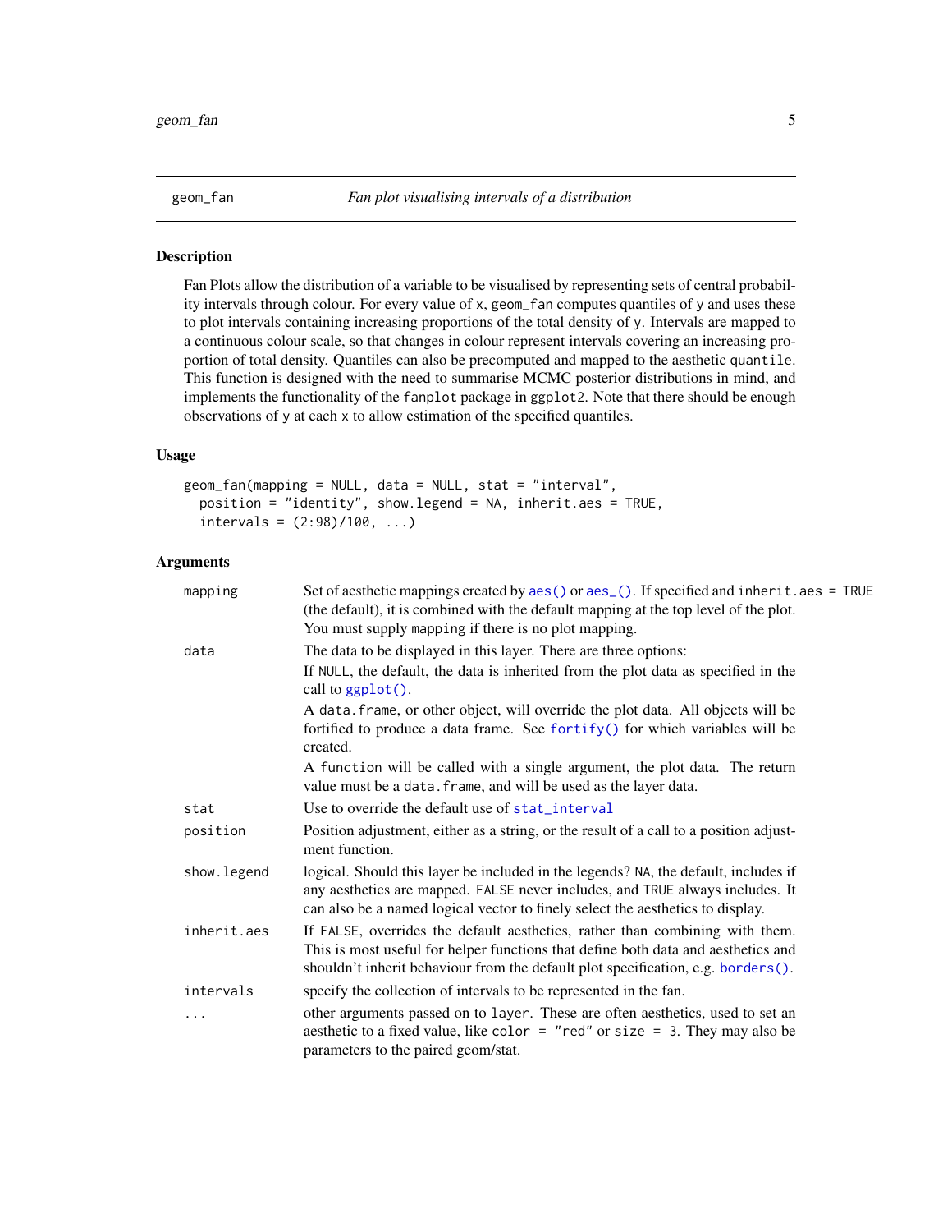## geom_fan — *Fan plot visualising intervals of a distribution*

### Description

Fan Plots allow the distribution of a variable to be visualised by representing sets of central probability intervals through colour. For every value of `x`, `geom_fan` computes quantiles of `y` and uses these to plot intervals containing increasing proportions of the total density of `y`. Intervals are mapped to a continuous colour scale, so that changes in colour represent intervals covering an increasing proportion of total density. Quantiles can also be precomputed and mapped to the aesthetic `quantile`. This function is designed with the need to summarise MCMC posterior distributions in mind, and implements the functionality of the `fanplot` package in `ggplot2`. Note that there should be enough observations of `y` at each `x` to allow estimation of the specified quantiles.

### Usage

```
geom_fan(mapping = NULL, data = NULL, stat = "interval",
  position = "identity", show.legend = NA, inherit.aes = TRUE,
  intervals = (2:98)/100, ...)
```

### Arguments

| Argument | Description |
|---|---|
| `mapping` | Set of aesthetic mappings created by `aes()` or `aes_()`. If specified and `inherit.aes = TRUE` (the default), it is combined with the default mapping at the top level of the plot. You must supply `mapping` if there is no plot mapping. |
| `data` | The data to be displayed in this layer. There are three options: If `NULL`, the default, the data is inherited from the plot data as specified in the call to `ggplot()`. A `data.frame`, or other object, will override the plot data. All objects will be fortified to produce a data frame. See `fortify()` for which variables will be created. A `function` will be called with a single argument, the plot data. The return value must be a `data.frame`, and will be used as the layer data. |
| `stat` | Use to override the default use of `stat_interval` |
| `position` | Position adjustment, either as a string, or the result of a call to a position adjustment function. |
| `show.legend` | logical. Should this layer be included in the legends? `NA`, the default, includes if any aesthetics are mapped. `FALSE` never includes, and `TRUE` always includes. It can also be a named logical vector to finely select the aesthetics to display. |
| `inherit.aes` | If `FALSE`, overrides the default aesthetics, rather than combining with them. This is most useful for helper functions that define both data and aesthetics and shouldn't inherit behaviour from the default plot specification, e.g. `borders()`. |
| `intervals` | specify the collection of intervals to be represented in the fan. |
| `...` | other arguments passed on to `layer`. These are often aesthetics, used to set an aesthetic to a fixed value, like `color = "red"` or `size = 3`. They may also be parameters to the paired geom/stat. |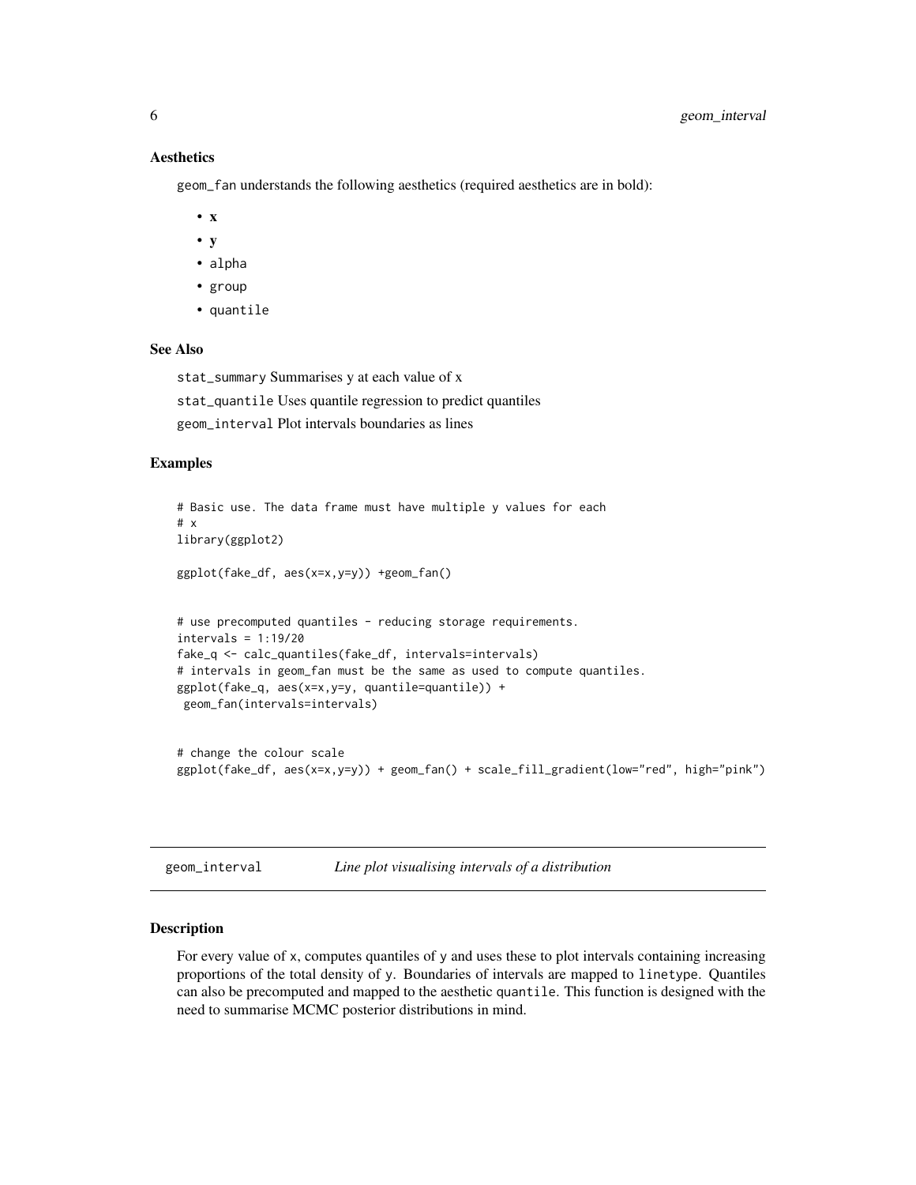### Aesthetics

geom_fan understands the following aesthetics (required aesthetics are in bold):

- **x**
- **y**
- alpha
- group
- quantile

### See Also

stat_summary Summarises y at each value of x

stat_quantile Uses quantile regression to predict quantiles

geom_interval Plot intervals boundaries as lines

### Examples

```
# Basic use. The data frame must have multiple y values for each
# x
library(ggplot2)

ggplot(fake_df, aes(x=x,y=y)) +geom_fan()


# use precomputed quantiles - reducing storage requirements.
intervals = 1:19/20
fake_q <- calc_quantiles(fake_df, intervals=intervals)
# intervals in geom_fan must be the same as used to compute quantiles.
ggplot(fake_q, aes(x=x,y=y, quantile=quantile)) +
 geom_fan(intervals=intervals)


# change the colour scale
ggplot(fake_df, aes(x=x,y=y)) + geom_fan() + scale_fill_gradient(low="red", high="pink")
```

## geom_interval *Line plot visualising intervals of a distribution*

### Description

For every value of x, computes quantiles of y and uses these to plot intervals containing increasing proportions of the total density of y. Boundaries of intervals are mapped to linetype. Quantiles can also be precomputed and mapped to the aesthetic quantile. This function is designed with the need to summarise MCMC posterior distributions in mind.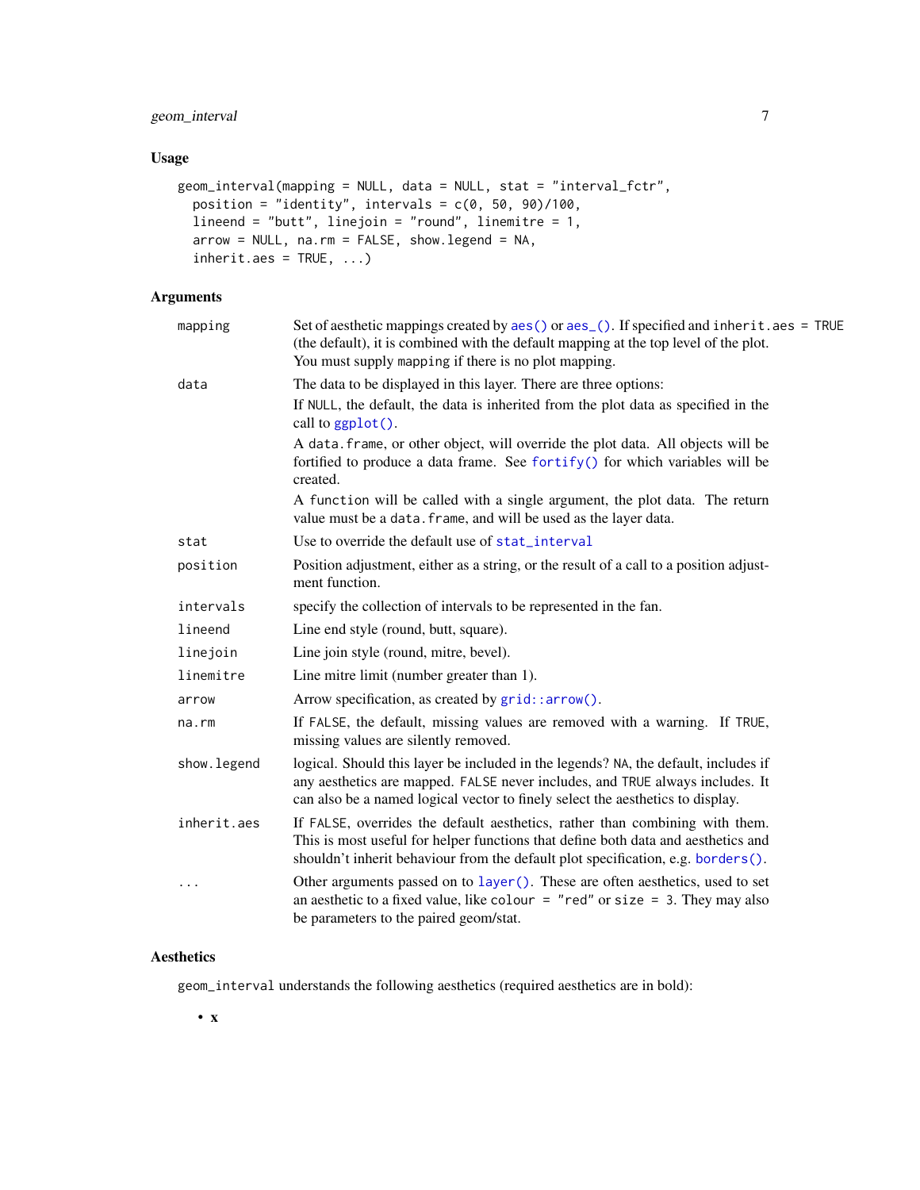## Usage

```
geom_interval(mapping = NULL, data = NULL, stat = "interval_fctr",
  position = "identity", intervals = c(0, 50, 90)/100,
  lineend = "butt", linejoin = "round", linemitre = 1,
  arrow = NULL, na.rm = FALSE, show.legend = NA,
  inherit.aes = TRUE, ...)
```

## Arguments

| Argument | Description |
|---|---|
| `mapping` | Set of aesthetic mappings created by `aes()` or `aes_()`. If specified and `inherit.aes = TRUE` (the default), it is combined with the default mapping at the top level of the plot. You must supply `mapping` if there is no plot mapping. |
| `data` | The data to be displayed in this layer. There are three options:<br>If `NULL`, the default, the data is inherited from the plot data as specified in the call to `ggplot()`.<br>A `data.frame`, or other object, will override the plot data. All objects will be fortified to produce a data frame. See `fortify()` for which variables will be created.<br>A `function` will be called with a single argument, the plot data. The return value must be a `data.frame`, and will be used as the layer data. |
| `stat` | Use to override the default use of `stat_interval` |
| `position` | Position adjustment, either as a string, or the result of a call to a position adjustment function. |
| `intervals` | specify the collection of intervals to be represented in the fan. |
| `lineend` | Line end style (round, butt, square). |
| `linejoin` | Line join style (round, mitre, bevel). |
| `linemitre` | Line mitre limit (number greater than 1). |
| `arrow` | Arrow specification, as created by `grid::arrow()`. |
| `na.rm` | If `FALSE`, the default, missing values are removed with a warning. If `TRUE`, missing values are silently removed. |
| `show.legend` | logical. Should this layer be included in the legends? `NA`, the default, includes if any aesthetics are mapped. `FALSE` never includes, and `TRUE` always includes. It can also be a named logical vector to finely select the aesthetics to display. |
| `inherit.aes` | If `FALSE`, overrides the default aesthetics, rather than combining with them. This is most useful for helper functions that define both data and aesthetics and shouldn't inherit behaviour from the default plot specification, e.g. `borders()`. |
| `...` | Other arguments passed on to `layer()`. These are often aesthetics, used to set an aesthetic to a fixed value, like `colour = "red"` or `size = 3`. They may also be parameters to the paired geom/stat. |

## Aesthetics

`geom_interval` understands the following aesthetics (required aesthetics are in bold):

- **x**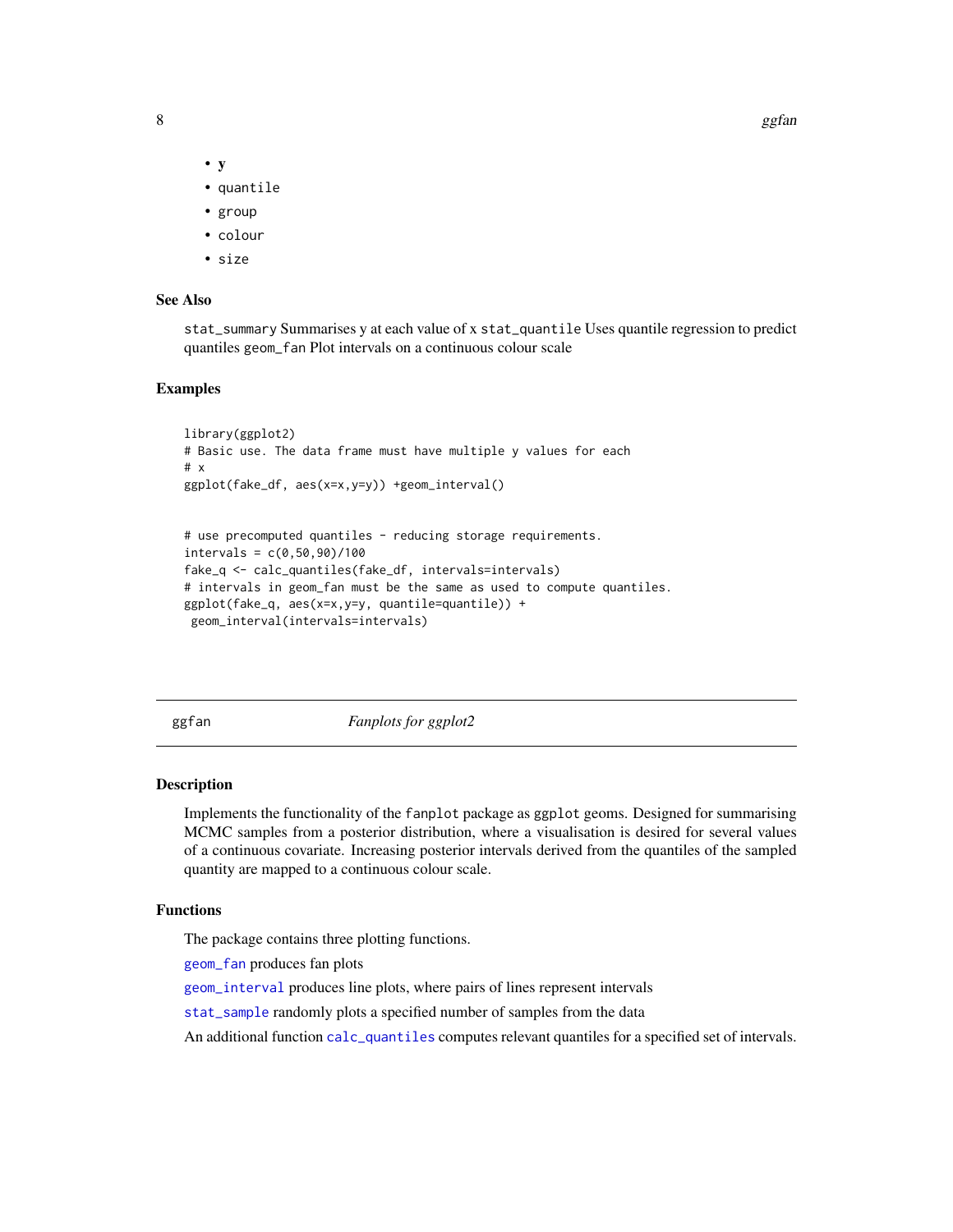- **y**
- quantile
- group
- colour
- size

### See Also

stat_summary Summarises y at each value of x stat_quantile Uses quantile regression to predict quantiles geom_fan Plot intervals on a continuous colour scale

### Examples

```
library(ggplot2)
# Basic use. The data frame must have multiple y values for each
# x
ggplot(fake_df, aes(x=x,y=y)) +geom_interval()


# use precomputed quantiles - reducing storage requirements.
intervals = c(0,50,90)/100
fake_q <- calc_quantiles(fake_df, intervals=intervals)
# intervals in geom_fan must be the same as used to compute quantiles.
ggplot(fake_q, aes(x=x,y=y, quantile=quantile)) +
 geom_interval(intervals=intervals)
```

---

## ggfan *Fanplots for ggplot2*

---

### Description

Implements the functionality of the fanplot package as ggplot geoms. Designed for summarising MCMC samples from a posterior distribution, where a visualisation is desired for several values of a continuous covariate. Increasing posterior intervals derived from the quantiles of the sampled quantity are mapped to a continuous colour scale.

### Functions

The package contains three plotting functions.

geom_fan produces fan plots

geom_interval produces line plots, where pairs of lines represent intervals

stat_sample randomly plots a specified number of samples from the data

An additional function calc_quantiles computes relevant quantiles for a specified set of intervals.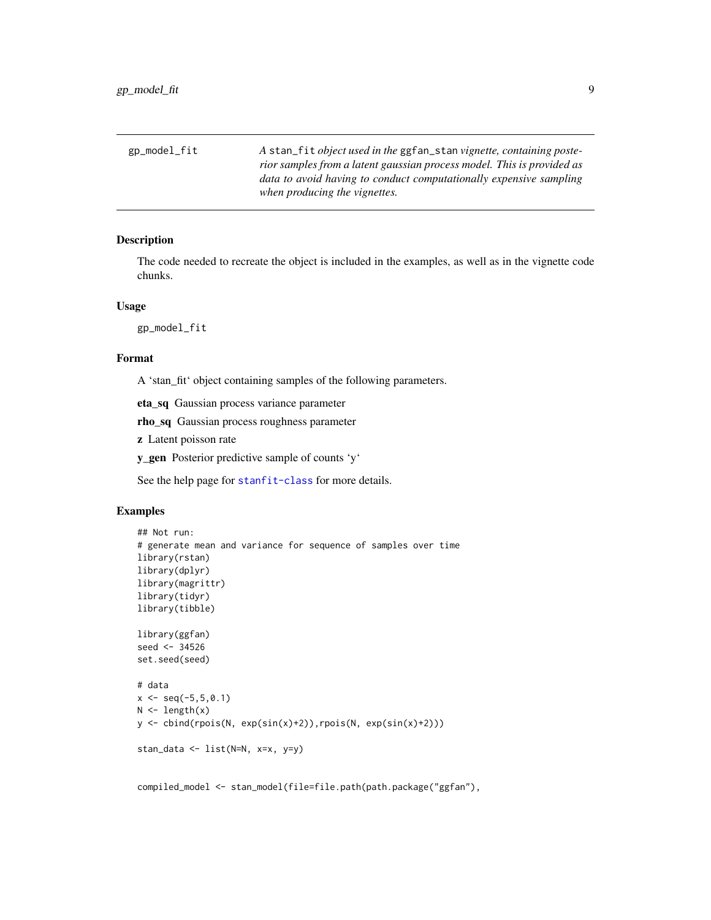| gp_model_fit | *A* stan_fit *object used in the* ggfan_stan *vignette, containing posterior samples from a latent gaussian process model. This is provided as data to avoid having to conduct computationally expensive sampling when producing the vignettes.* |
|---|---|

## Description

The code needed to recreate the object is included in the examples, as well as in the vignette code chunks.

## Usage

```
gp_model_fit
```

## Format

A 'stan_fit' object containing samples of the following parameters.

**eta_sq** Gaussian process variance parameter

**rho_sq** Gaussian process roughness parameter

**z** Latent poisson rate

**y_gen** Posterior predictive sample of counts 'y'

See the help page for stanfit-class for more details.

## Examples

```
## Not run:
# generate mean and variance for sequence of samples over time
library(rstan)
library(dplyr)
library(magrittr)
library(tidyr)
library(tibble)

library(ggfan)
seed <- 34526
set.seed(seed)

# data
x <- seq(-5,5,0.1)
N <- length(x)
y <- cbind(rpois(N, exp(sin(x)+2)),rpois(N, exp(sin(x)+2)))

stan_data <- list(N=N, x=x, y=y)


compiled_model <- stan_model(file=file.path(path.package("ggfan"),
```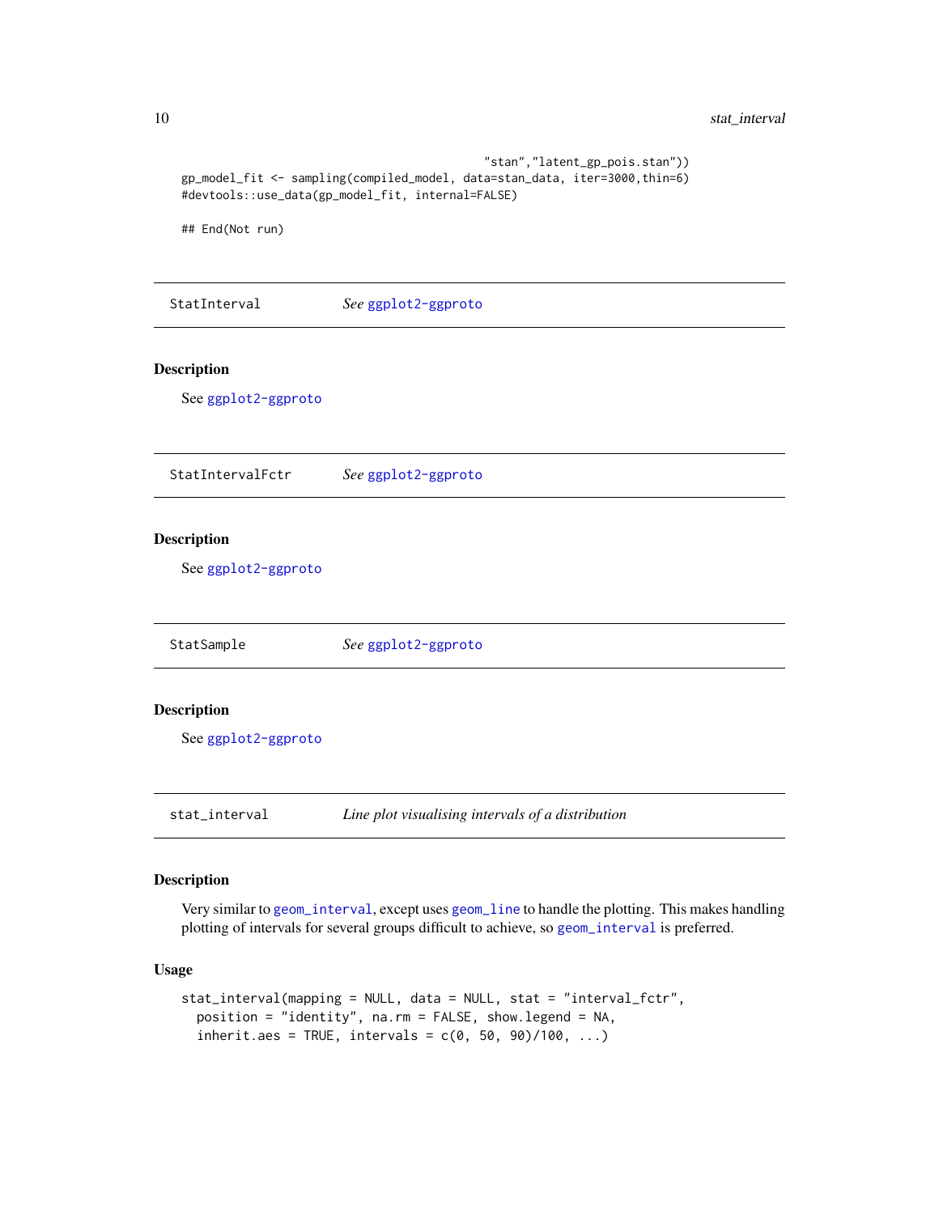```
                                          "stan","latent_gp_pois.stan"))
gp_model_fit <- sampling(compiled_model, data=stan_data, iter=3000,thin=6)
#devtools::use_data(gp_model_fit, internal=FALSE)

## End(Not run)
```

## StatInterval — *See ggplot2-ggproto*

### Description

See ggplot2-ggproto

## StatIntervalFctr — *See ggplot2-ggproto*

### Description

See ggplot2-ggproto

## StatSample — *See ggplot2-ggproto*

### Description

See ggplot2-ggproto

## stat_interval — *Line plot visualising intervals of a distribution*

### Description

Very similar to geom_interval, except uses geom_line to handle the plotting. This makes handling plotting of intervals for several groups difficult to achieve, so geom_interval is preferred.

### Usage

```
stat_interval(mapping = NULL, data = NULL, stat = "interval_fctr",
  position = "identity", na.rm = FALSE, show.legend = NA,
  inherit.aes = TRUE, intervals = c(0, 50, 90)/100, ...)
```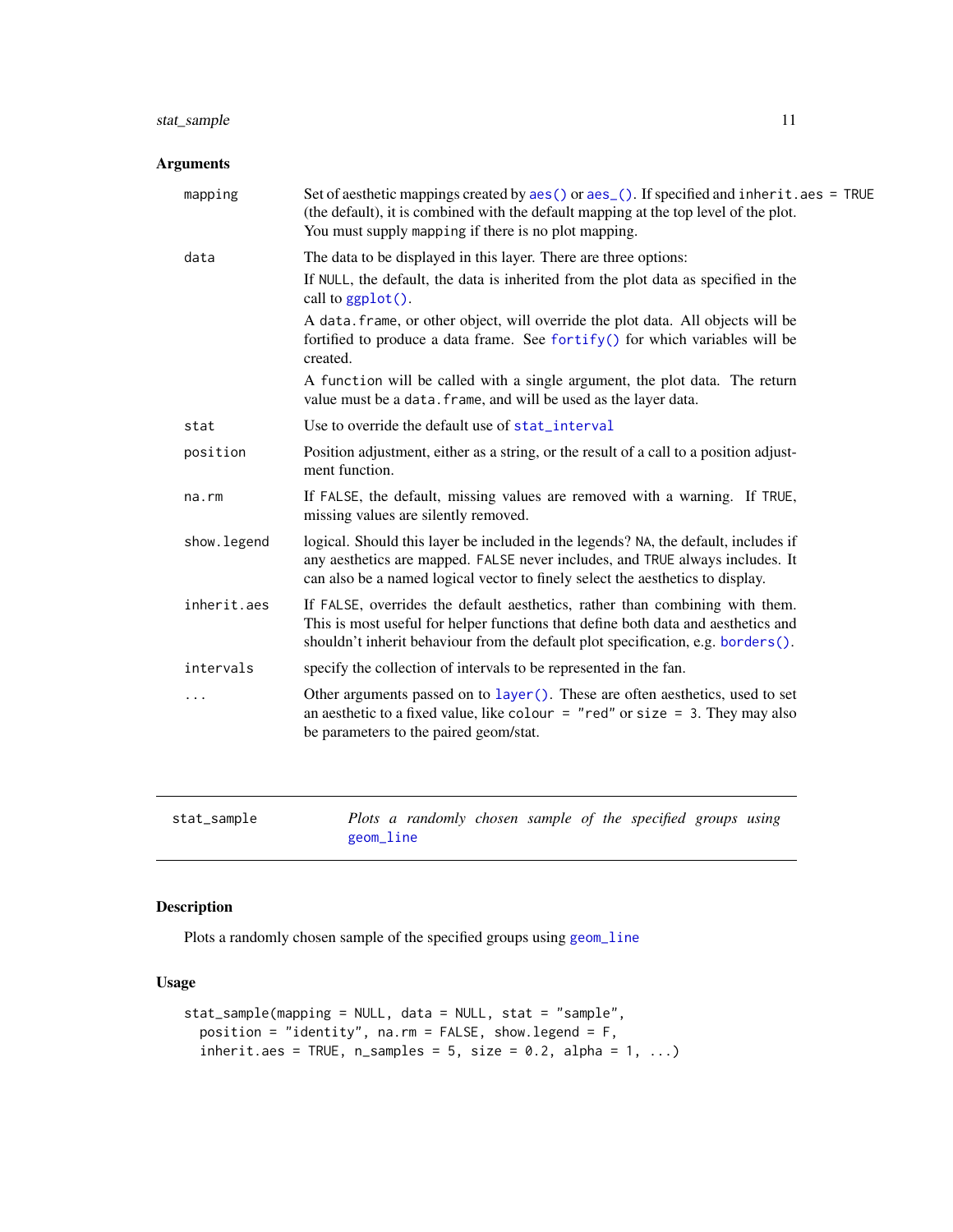## Arguments

| | |
|---|---|
| `mapping` | Set of aesthetic mappings created by `aes()` or `aes_()`. If specified and `inherit.aes = TRUE` (the default), it is combined with the default mapping at the top level of the plot. You must supply `mapping` if there is no plot mapping. |
| `data` | The data to be displayed in this layer. There are three options: If `NULL`, the default, the data is inherited from the plot data as specified in the call to `ggplot()`. A `data.frame`, or other object, will override the plot data. All objects will be fortified to produce a data frame. See `fortify()` for which variables will be created. A `function` will be called with a single argument, the plot data. The return value must be a `data.frame`, and will be used as the layer data. |
| `stat` | Use to override the default use of `stat_interval` |
| `position` | Position adjustment, either as a string, or the result of a call to a position adjustment function. |
| `na.rm` | If `FALSE`, the default, missing values are removed with a warning. If `TRUE`, missing values are silently removed. |
| `show.legend` | logical. Should this layer be included in the legends? `NA`, the default, includes if any aesthetics are mapped. `FALSE` never includes, and `TRUE` always includes. It can also be a named logical vector to finely select the aesthetics to display. |
| `inherit.aes` | If `FALSE`, overrides the default aesthetics, rather than combining with them. This is most useful for helper functions that define both data and aesthetics and shouldn't inherit behaviour from the default plot specification, e.g. `borders()`. |
| `intervals` | specify the collection of intervals to be represented in the fan. |
| `...` | Other arguments passed on to `layer()`. These are often aesthetics, used to set an aesthetic to a fixed value, like `colour = "red"` or `size = 3`. They may also be parameters to the paired geom/stat. |

---

`stat_sample` *Plots a randomly chosen sample of the specified groups using* `geom_line`

---

## Description

Plots a randomly chosen sample of the specified groups using `geom_line`

## Usage

```
stat_sample(mapping = NULL, data = NULL, stat = "sample",
  position = "identity", na.rm = FALSE, show.legend = F,
  inherit.aes = TRUE, n_samples = 5, size = 0.2, alpha = 1, ...)
```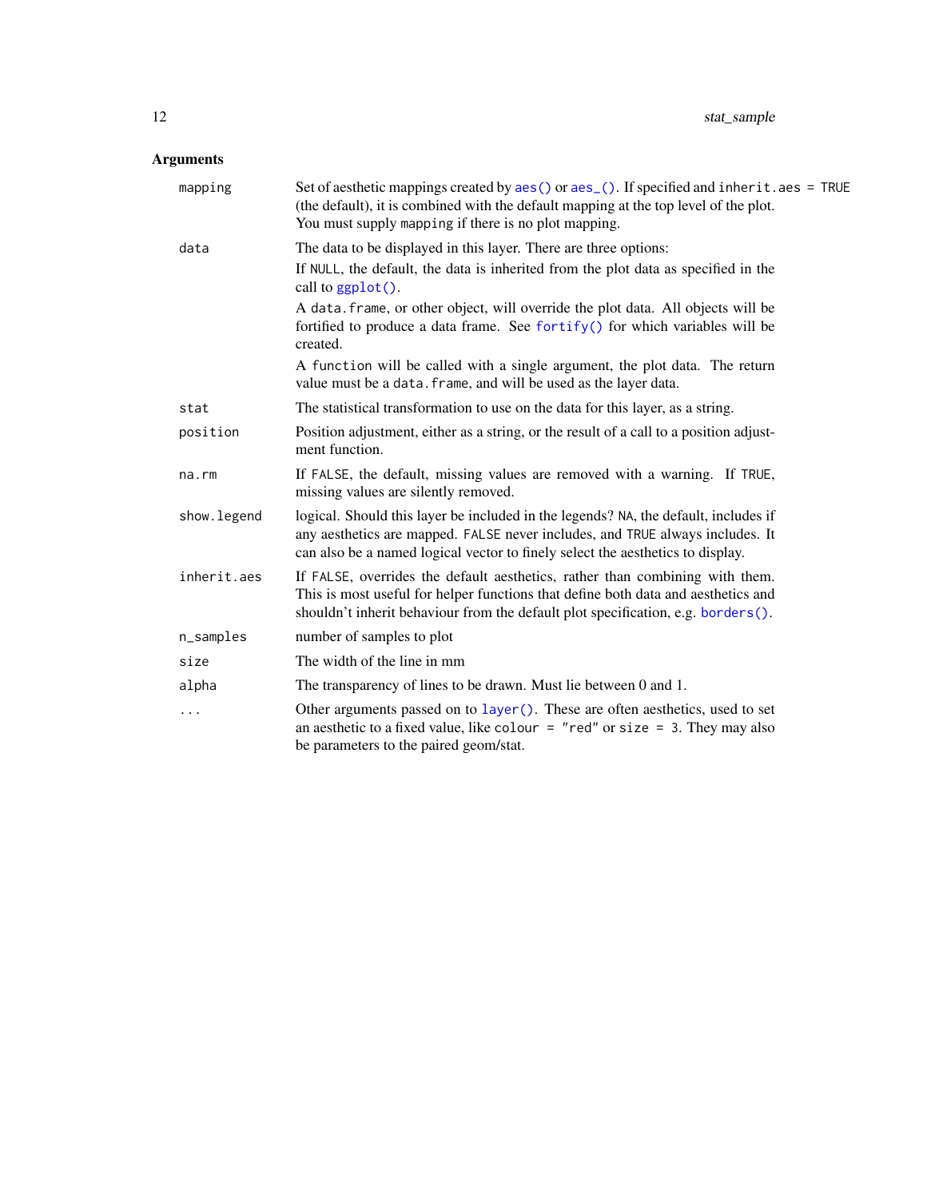## Arguments

| | |
|---|---|
| `mapping` | Set of aesthetic mappings created by `aes()` or `aes_()`. If specified and `inherit.aes = TRUE` (the default), it is combined with the default mapping at the top level of the plot. You must supply `mapping` if there is no plot mapping. |
| `data` | The data to be displayed in this layer. There are three options: If `NULL`, the default, the data is inherited from the plot data as specified in the call to `ggplot()`. A `data.frame`, or other object, will override the plot data. All objects will be fortified to produce a data frame. See `fortify()` for which variables will be created. A `function` will be called with a single argument, the plot data. The return value must be a `data.frame`, and will be used as the layer data. |
| `stat` | The statistical transformation to use on the data for this layer, as a string. |
| `position` | Position adjustment, either as a string, or the result of a call to a position adjustment function. |
| `na.rm` | If `FALSE`, the default, missing values are removed with a warning. If `TRUE`, missing values are silently removed. |
| `show.legend` | logical. Should this layer be included in the legends? `NA`, the default, includes if any aesthetics are mapped. `FALSE` never includes, and `TRUE` always includes. It can also be a named logical vector to finely select the aesthetics to display. |
| `inherit.aes` | If `FALSE`, overrides the default aesthetics, rather than combining with them. This is most useful for helper functions that define both data and aesthetics and shouldn't inherit behaviour from the default plot specification, e.g. `borders()`. |
| `n_samples` | number of samples to plot |
| `size` | The width of the line in mm |
| `alpha` | The transparency of lines to be drawn. Must lie between 0 and 1. |
| `...` | Other arguments passed on to `layer()`. These are often aesthetics, used to set an aesthetic to a fixed value, like `colour = "red"` or `size = 3`. They may also be parameters to the paired geom/stat. |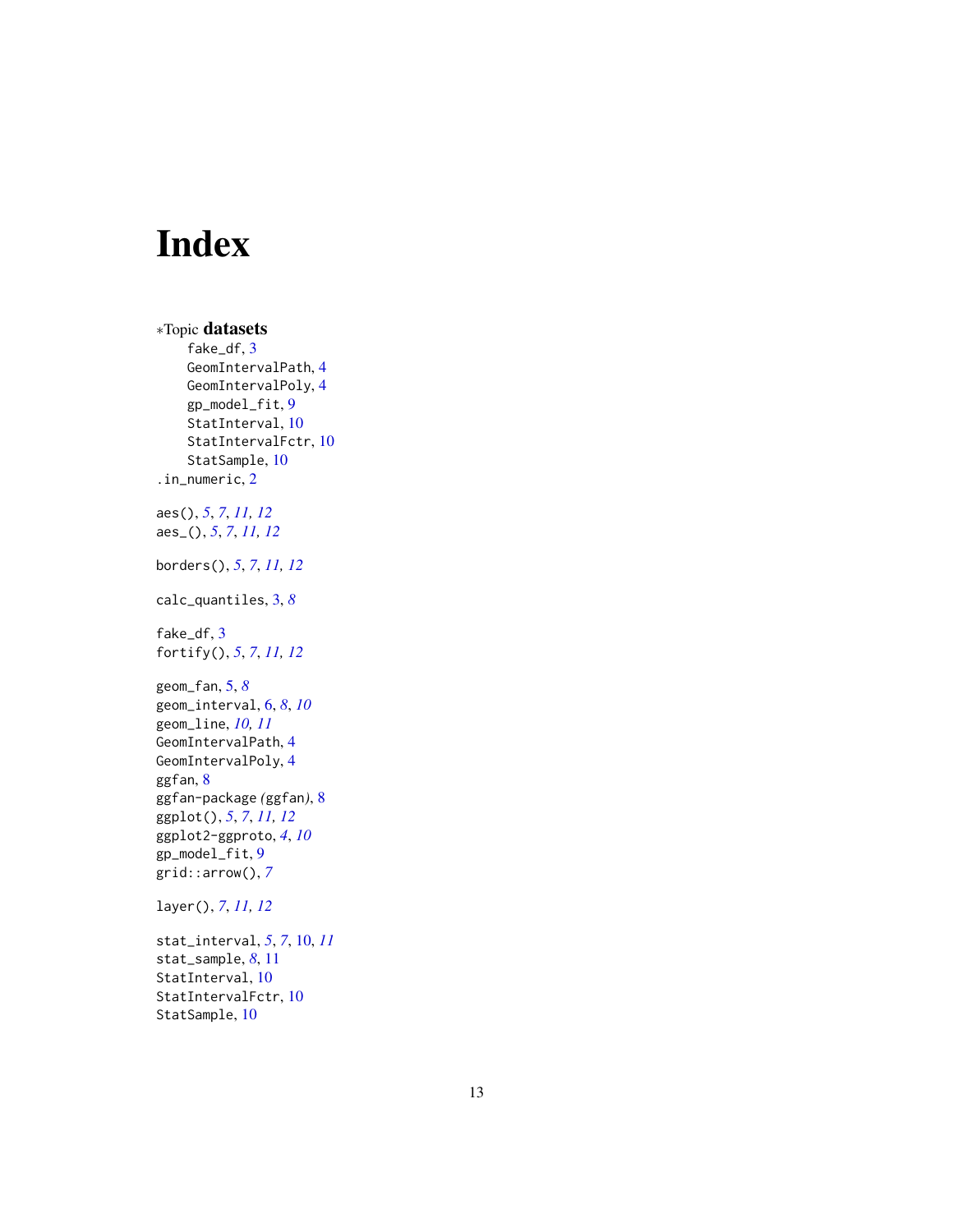# Index

∗Topic **datasets**

fake_df, 3
GeomIntervalPath, 4
GeomIntervalPoly, 4
gp_model_fit, 9
StatInterval, 10
StatIntervalFctr, 10
StatSample, 10

.in_numeric, 2

aes(), *5*, *7*, *11, 12*
aes_(), *5*, *7*, *11, 12*

borders(), *5*, *7*, *11, 12*

calc_quantiles, 3, *8*

fake_df, 3
fortify(), *5*, *7*, *11, 12*

geom_fan, 5, *8*
geom_interval, 6, *8*, *10*
geom_line, *10, 11*
GeomIntervalPath, 4
GeomIntervalPoly, 4
ggfan, 8
ggfan-package *(*ggfan*)*, 8
ggplot(), *5*, *7*, *11, 12*
ggplot2-ggproto, *4*, *10*
gp_model_fit, 9
grid::arrow(), *7*

layer(), *7*, *11, 12*

stat_interval, *5*, *7*, 10, *11*
stat_sample, *8*, 11
StatInterval, 10
StatIntervalFctr, 10
StatSample, 10